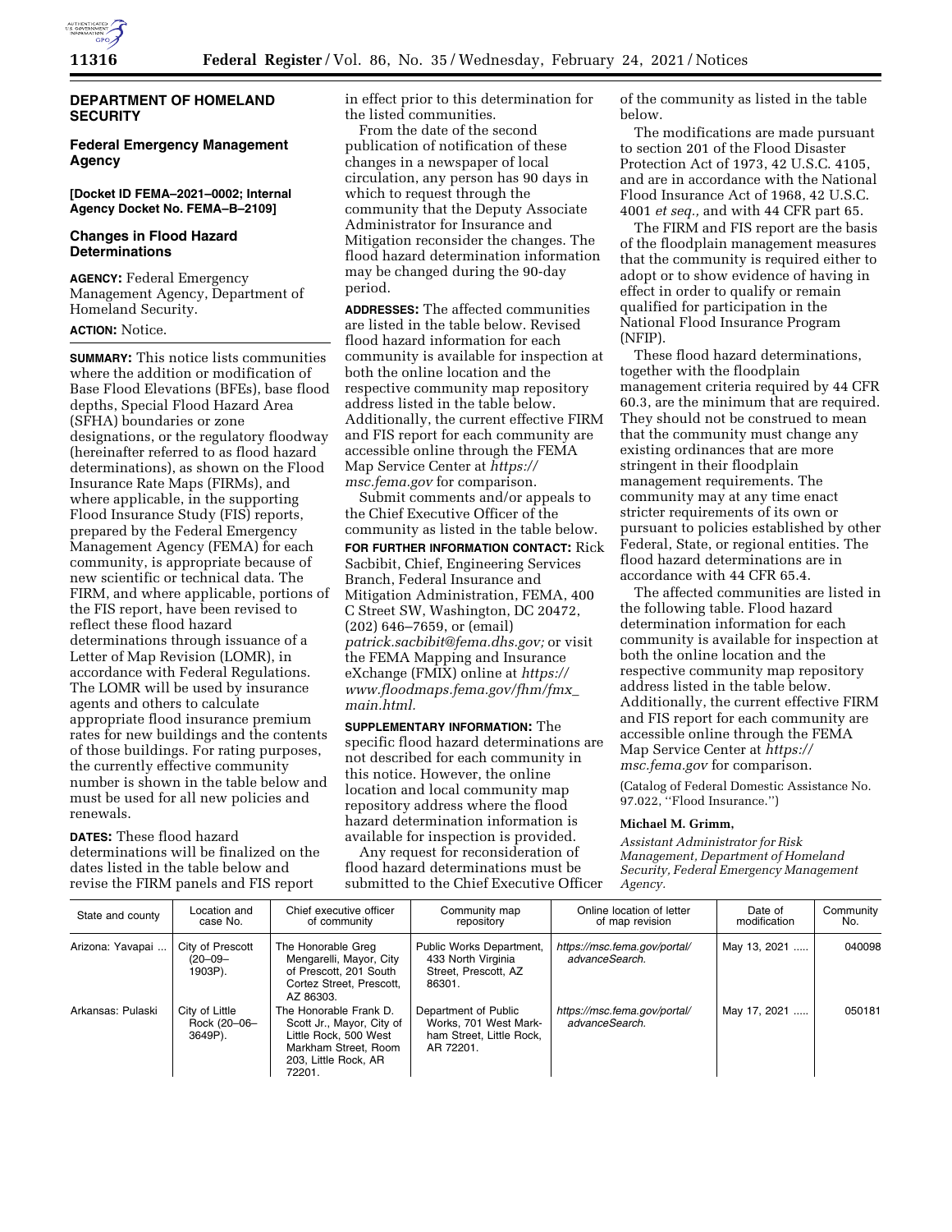## DEPARTMENT OF HOMELAND SECURITY

### Federal Emergency Management Agency

**[Docket ID FEMA–2021–0002; Internal Agency Docket No. FEMA–B–2109]**

### Changes in Flood Hazard Determinations

**AGENCY:** Federal Emergency Management Agency, Department of Homeland Security.

**ACTION:** Notice.

**SUMMARY:** This notice lists communities where the addition or modification of Base Flood Elevations (BFEs), base flood depths, Special Flood Hazard Area (SFHA) boundaries or zone designations, or the regulatory floodway (hereinafter referred to as flood hazard determinations), as shown on the Flood Insurance Rate Maps (FIRMs), and where applicable, in the supporting Flood Insurance Study (FIS) reports, prepared by the Federal Emergency Management Agency (FEMA) for each community, is appropriate because of new scientific or technical data. The FIRM, and where applicable, portions of the FIS report, have been revised to reflect these flood hazard determinations through issuance of a Letter of Map Revision (LOMR), in accordance with Federal Regulations. The LOMR will be used by insurance agents and others to calculate appropriate flood insurance premium rates for new buildings and the contents of those buildings. For rating purposes, the currently effective community number is shown in the table below and must be used for all new policies and renewals.

**DATES:** These flood hazard determinations will be finalized on the dates listed in the table below and revise the FIRM panels and FIS report in effect prior to this determination for the listed communities.

From the date of the second publication of notification of these changes in a newspaper of local circulation, any person has 90 days in which to request through the community that the Deputy Associate Administrator for Insurance and Mitigation reconsider the changes. The flood hazard determination information may be changed during the 90-day period.

**ADDRESSES:** The affected communities are listed in the table below. Revised flood hazard information for each community is available for inspection at both the online location and the respective community map repository address listed in the table below. Additionally, the current effective FIRM and FIS report for each community are accessible online through the FEMA Map Service Center at *https://msc.fema.gov* for comparison.

Submit comments and/or appeals to the Chief Executive Officer of the community as listed in the table below.

**FOR FURTHER INFORMATION CONTACT:** Rick Sacbibit, Chief, Engineering Services Branch, Federal Insurance and Mitigation Administration, FEMA, 400 C Street SW, Washington, DC 20472, (202) 646–7659, or (email) *patrick.sacbibit@fema.dhs.gov;* or visit the FEMA Mapping and Insurance eXchange (FMIX) online at *https://www.floodmaps.fema.gov/fhm/fmx_main.html.*

**SUPPLEMENTARY INFORMATION:** The specific flood hazard determinations are not described for each community in this notice. However, the online location and local community map repository address where the flood hazard determination information is available for inspection is provided.

Any request for reconsideration of flood hazard determinations must be submitted to the Chief Executive Officer of the community as listed in the table below.

The modifications are made pursuant to section 201 of the Flood Disaster Protection Act of 1973, 42 U.S.C. 4105, and are in accordance with the National Flood Insurance Act of 1968, 42 U.S.C. 4001 *et seq.,* and with 44 CFR part 65.

The FIRM and FIS report are the basis of the floodplain management measures that the community is required either to adopt or to show evidence of having in effect in order to qualify or remain qualified for participation in the National Flood Insurance Program (NFIP).

These flood hazard determinations, together with the floodplain management criteria required by 44 CFR 60.3, are the minimum that are required. They should not be construed to mean that the community must change any existing ordinances that are more stringent in their floodplain management requirements. The community may at any time enact stricter requirements of its own or pursuant to policies established by other Federal, State, or regional entities. The flood hazard determinations are in accordance with 44 CFR 65.4.

The affected communities are listed in the following table. Flood hazard determination information for each community is available for inspection at both the online location and the respective community map repository address listed in the table below. Additionally, the current effective FIRM and FIS report for each community are accessible online through the FEMA Map Service Center at *https://msc.fema.gov* for comparison.

(Catalog of Federal Domestic Assistance No. 97.022, ''Flood Insurance.'')

**Michael M. Grimm,**

*Assistant Administrator for Risk Management, Department of Homeland Security, Federal Emergency Management Agency.*

| State and county | Location and case No. | Chief executive officer of community | Community map repository | Online location of letter of map revision | Date of modification | Community No. |
|---|---|---|---|---|---|---|
| Arizona: Yavapai ... | City of Prescott (20–09–1903P). | The Honorable Greg Mengarelli, Mayor, City of Prescott, 201 South Cortez Street, Prescott, AZ 86303. | Public Works Department, 433 North Virginia Street, Prescott, AZ 86301. | *https://msc.fema.gov/portal/advanceSearch.* | May 13, 2021 ..... | 040098 |
| Arkansas: Pulaski | City of Little Rock (20–06–3649P). | The Honorable Frank D. Scott Jr., Mayor, City of Little Rock, 500 West Markham Street, Room 203, Little Rock, AR 72201. | Department of Public Works, 701 West Markham Street, Little Rock, AR 72201. | *https://msc.fema.gov/portal/advanceSearch.* | May 17, 2021 ..... | 050181 |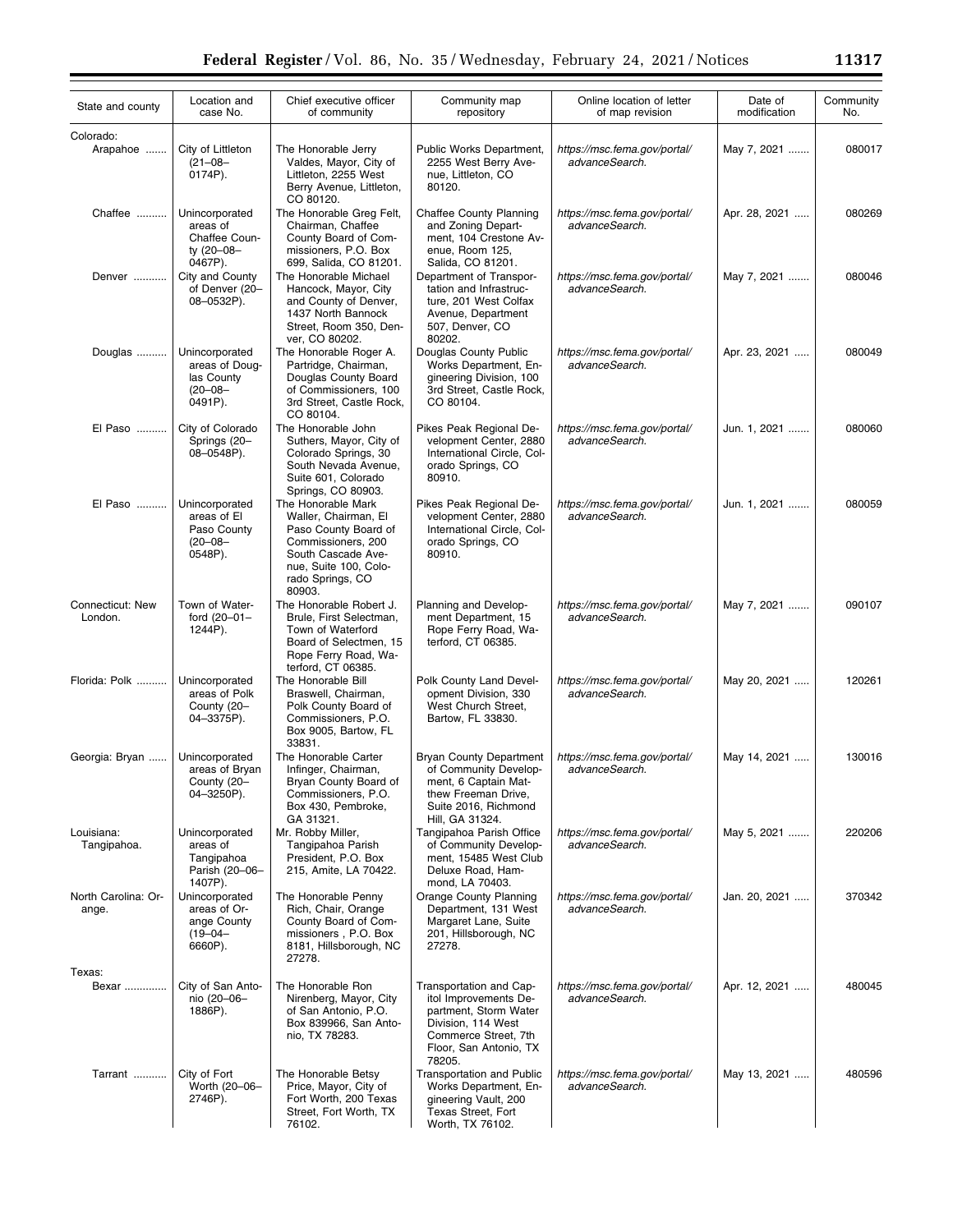| State and county | Location and case No. | Chief executive officer of community | Community map repository | Online location of letter of map revision | Date of modification | Community No. |
|---|---|---|---|---|---|---|
| Colorado: | | | | | | |
| Arapahoe | City of Littleton (21–08–0174P). | The Honorable Jerry Valdes, Mayor, City of Littleton, 2255 West Berry Avenue, Littleton, CO 80120. | Public Works Department, 2255 West Berry Avenue, Littleton, CO 80120. | *https://msc.fema.gov/portal/advanceSearch.* | May 7, 2021 | 080017 |
| Chaffee | Unincorporated areas of Chaffee County (20–08–0467P). | The Honorable Greg Felt, Chairman, Chaffee County Board of Commissioners, P.O. Box 699, Salida, CO 81201. | Chaffee County Planning and Zoning Department, 104 Crestone Avenue, Room 125, Salida, CO 81201. | *https://msc.fema.gov/portal/advanceSearch.* | Apr. 28, 2021 | 080269 |
| Denver | City and County of Denver (20–08–0532P). | The Honorable Michael Hancock, Mayor, City and County of Denver, 1437 North Bannock Street, Room 350, Denver, CO 80202. | Department of Transportation and Infrastructure, 201 West Colfax Avenue, Department 507, Denver, CO 80202. | *https://msc.fema.gov/portal/advanceSearch.* | May 7, 2021 | 080046 |
| Douglas | Unincorporated areas of Douglas County (20–08–0491P). | The Honorable Roger A. Partridge, Chairman, Douglas County Board of Commissioners, 100 3rd Street, Castle Rock, CO 80104. | Douglas County Public Works Department, Engineering Division, 100 3rd Street, Castle Rock, CO 80104. | *https://msc.fema.gov/portal/advanceSearch.* | Apr. 23, 2021 | 080049 |
| El Paso | City of Colorado Springs (20–08–0548P). | The Honorable John Suthers, Mayor, City of Colorado Springs, 30 South Nevada Avenue, Suite 601, Colorado Springs, CO 80903. | Pikes Peak Regional Development Center, 2880 International Circle, Colorado Springs, CO 80910. | *https://msc.fema.gov/portal/advanceSearch.* | Jun. 1, 2021 | 080060 |
| El Paso | Unincorporated areas of El Paso County (20–08–0548P). | The Honorable Mark Waller, Chairman, El Paso County Board of Commissioners, 200 South Cascade Avenue, Suite 100, Colorado Springs, CO 80903. | Pikes Peak Regional Development Center, 2880 International Circle, Colorado Springs, CO 80910. | *https://msc.fema.gov/portal/advanceSearch.* | Jun. 1, 2021 | 080059 |
| Connecticut: New London. | Town of Waterford (20–01–1244P). | The Honorable Robert J. Brule, First Selectman, Town of Waterford Board of Selectmen, 15 Rope Ferry Road, Waterford, CT 06385. | Planning and Development Department, 15 Rope Ferry Road, Waterford, CT 06385. | *https://msc.fema.gov/portal/advanceSearch.* | May 7, 2021 | 090107 |
| Florida: Polk | Unincorporated areas of Polk County (20–04–3375P). | The Honorable Bill Braswell, Chairman, Polk County Board of Commissioners, P.O. Box 9005, Bartow, FL 33831. | Polk County Land Development Division, 330 West Church Street, Bartow, FL 33830. | *https://msc.fema.gov/portal/advanceSearch.* | May 20, 2021 | 120261 |
| Georgia: Bryan | Unincorporated areas of Bryan County (20–04–3250P). | The Honorable Carter Infinger, Chairman, Bryan County Board of Commissioners, P.O. Box 430, Pembroke, GA 31321. | Bryan County Department of Community Development, 6 Captain Matthew Freeman Drive, Suite 2016, Richmond Hill, GA 31324. | *https://msc.fema.gov/portal/advanceSearch.* | May 14, 2021 | 130016 |
| Louisiana: Tangipahoa. | Unincorporated areas of Tangipahoa Parish (20–06–1407P). | Mr. Robby Miller, Tangipahoa Parish President, P.O. Box 215, Amite, LA 70422. | Tangipahoa Parish Office of Community Development, 15485 West Club Deluxe Road, Hammond, LA 70403. | *https://msc.fema.gov/portal/advanceSearch.* | May 5, 2021 | 220206 |
| North Carolina: Orange. | Unincorporated areas of Orange County (19–04–6660P). | The Honorable Penny Rich, Chair, Orange County Board of Commissioners , P.O. Box 8181, Hillsborough, NC 27278. | Orange County Planning Department, 131 West Margaret Lane, Suite 201, Hillsborough, NC 27278. | *https://msc.fema.gov/portal/advanceSearch.* | Jan. 20, 2021 | 370342 |
| Texas: | | | | | | |
| Bexar | City of San Antonio (20–06–1886P). | The Honorable Ron Nirenberg, Mayor, City of San Antonio, P.O. Box 839966, San Antonio, TX 78283. | Transportation and Capitol Improvements Department, Storm Water Division, 114 West Commerce Street, 7th Floor, San Antonio, TX 78205. | *https://msc.fema.gov/portal/advanceSearch.* | Apr. 12, 2021 | 480045 |
| Tarrant | City of Fort Worth (20–06–2746P). | The Honorable Betsy Price, Mayor, City of Fort Worth, 200 Texas Street, Fort Worth, TX 76102. | Transportation and Public Works Department, Engineering Vault, 200 Texas Street, Fort Worth, TX 76102. | *https://msc.fema.gov/portal/advanceSearch.* | May 13, 2021 | 480596 |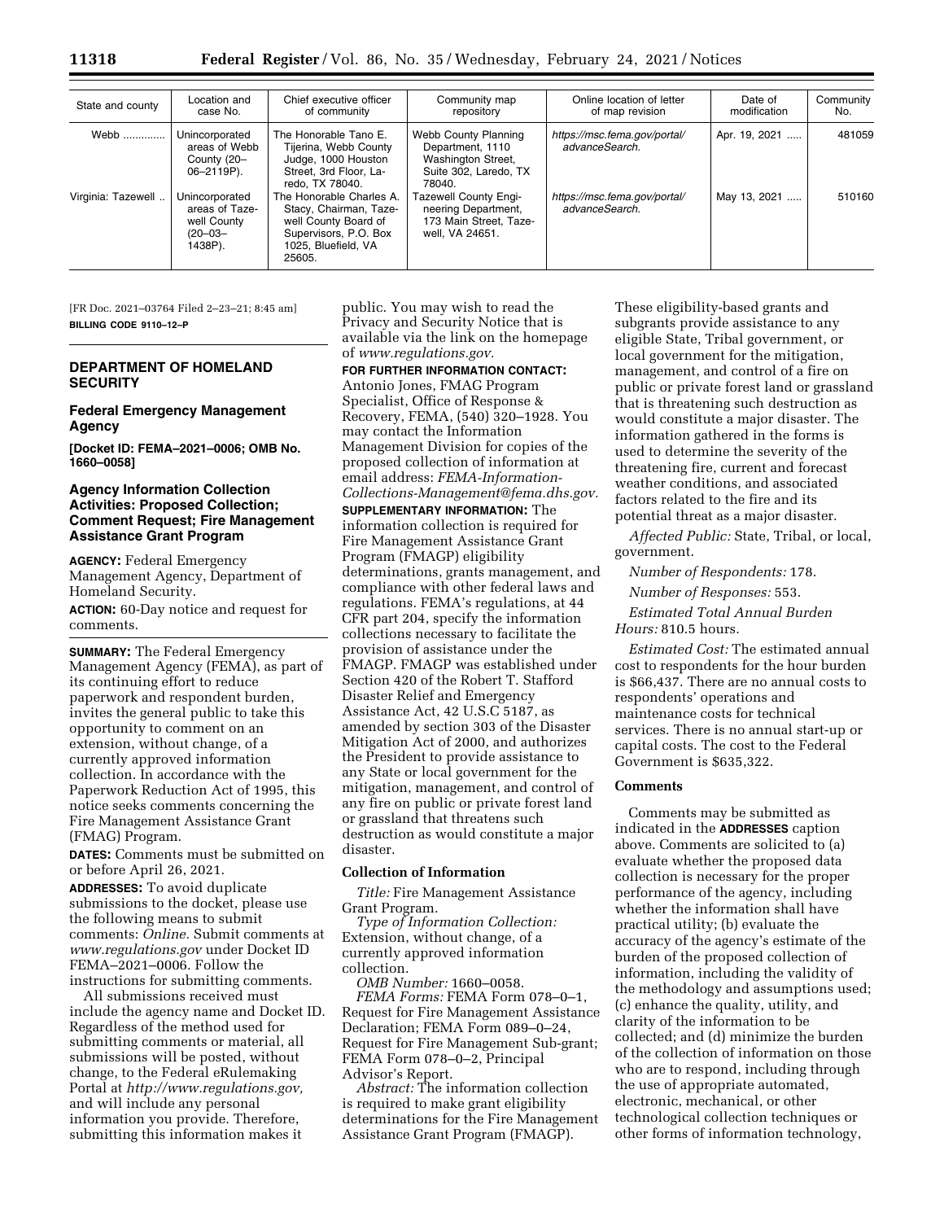| State and county | Location and case No. | Chief executive officer of community | Community map repository | Online location of letter of map revision | Date of modification | Community No. |
| --- | --- | --- | --- | --- | --- | --- |
| Webb | Unincorporated areas of Webb County (20–06–2119P). | The Honorable Tano E. Tijerina, Webb County Judge, 1000 Houston Street, 3rd Floor, Laredo, TX 78040. | Webb County Planning Department, 1110 Washington Street, Suite 302, Laredo, TX 78040. | *https://msc.fema.gov/portal/advanceSearch.* | Apr. 19, 2021 | 481059 |
| Virginia: Tazewell | Unincorporated areas of Tazewell County (20–03–1438P). | The Honorable Charles A. Stacy, Chairman, Tazewell County Board of Supervisors, P.O. Box 1025, Bluefield, VA 25605. | Tazewell County Engineering Department, 173 Main Street, Tazewell, VA 24651. | *https://msc.fema.gov/portal/advanceSearch.* | May 13, 2021 | 510160 |

[FR Doc. 2021–03764 Filed 2–23–21; 8:45 am]

**BILLING CODE 9110–12–P**

## DEPARTMENT OF HOMELAND SECURITY

### Federal Emergency Management Agency

**[Docket ID: FEMA–2021–0006; OMB No. 1660–0058]**

### Agency Information Collection Activities: Proposed Collection; Comment Request; Fire Management Assistance Grant Program

**AGENCY:** Federal Emergency Management Agency, Department of Homeland Security.

**ACTION:** 60-Day notice and request for comments.

**SUMMARY:** The Federal Emergency Management Agency (FEMA), as part of its continuing effort to reduce paperwork and respondent burden, invites the general public to take this opportunity to comment on an extension, without change, of a currently approved information collection. In accordance with the Paperwork Reduction Act of 1995, this notice seeks comments concerning the Fire Management Assistance Grant (FMAG) Program.

**DATES:** Comments must be submitted on or before April 26, 2021.

**ADDRESSES:** To avoid duplicate submissions to the docket, please use the following means to submit comments: *Online.* Submit comments at *www.regulations.gov* under Docket ID FEMA–2021–0006. Follow the instructions for submitting comments.

All submissions received must include the agency name and Docket ID. Regardless of the method used for submitting comments or material, all submissions will be posted, without change, to the Federal eRulemaking Portal at *http://www.regulations.gov,* and will include any personal information you provide. Therefore, submitting this information makes it public. You may wish to read the Privacy and Security Notice that is available via the link on the homepage of *www.regulations.gov.*

**FOR FURTHER INFORMATION CONTACT:** Antonio Jones, FMAG Program Specialist, Office of Response & Recovery, FEMA, (540) 320–1928. You may contact the Information Management Division for copies of the proposed collection of information at email address: *FEMA-Information-Collections-Management@fema.dhs.gov.*

**SUPPLEMENTARY INFORMATION:** The information collection is required for Fire Management Assistance Grant Program (FMAGP) eligibility determinations, grants management, and compliance with other federal laws and regulations. FEMA's regulations, at 44 CFR part 204, specify the information collections necessary to facilitate the provision of assistance under the FMAGP. FMAGP was established under Section 420 of the Robert T. Stafford Disaster Relief and Emergency Assistance Act, 42 U.S.C 5187, as amended by section 303 of the Disaster Mitigation Act of 2000, and authorizes the President to provide assistance to any State or local government for the mitigation, management, and control of any fire on public or private forest land or grassland that threatens such destruction as would constitute a major disaster.

### Collection of Information

*Title:* Fire Management Assistance Grant Program.

*Type of Information Collection:* Extension, without change, of a currently approved information collection.

*OMB Number:* 1660–0058.

*FEMA Forms:* FEMA Form 078–0–1, Request for Fire Management Assistance Declaration; FEMA Form 089–0–24, Request for Fire Management Sub-grant; FEMA Form 078–0–2, Principal Advisor's Report.

*Abstract:* The information collection is required to make grant eligibility determinations for the Fire Management Assistance Grant Program (FMAGP). These eligibility-based grants and subgrants provide assistance to any eligible State, Tribal government, or local government for the mitigation, management, and control of a fire on public or private forest land or grassland that is threatening such destruction as would constitute a major disaster. The information gathered in the forms is used to determine the severity of the threatening fire, current and forecast weather conditions, and associated factors related to the fire and its potential threat as a major disaster.

*Affected Public:* State, Tribal, or local, government.

*Number of Respondents:* 178.

*Number of Responses:* 553.

*Estimated Total Annual Burden Hours:* 810.5 hours.

*Estimated Cost:* The estimated annual cost to respondents for the hour burden is $66,437. There are no annual costs to respondents' operations and maintenance costs for technical services. There is no annual start-up or capital costs. The cost to the Federal Government is $635,322.

### Comments

Comments may be submitted as indicated in the **ADDRESSES** caption above. Comments are solicited to (a) evaluate whether the proposed data collection is necessary for the proper performance of the agency, including whether the information shall have practical utility; (b) evaluate the accuracy of the agency's estimate of the burden of the proposed collection of information, including the validity of the methodology and assumptions used; (c) enhance the quality, utility, and clarity of the information to be collected; and (d) minimize the burden of the collection of information on those who are to respond, including through the use of appropriate automated, electronic, mechanical, or other technological collection techniques or other forms of information technology,